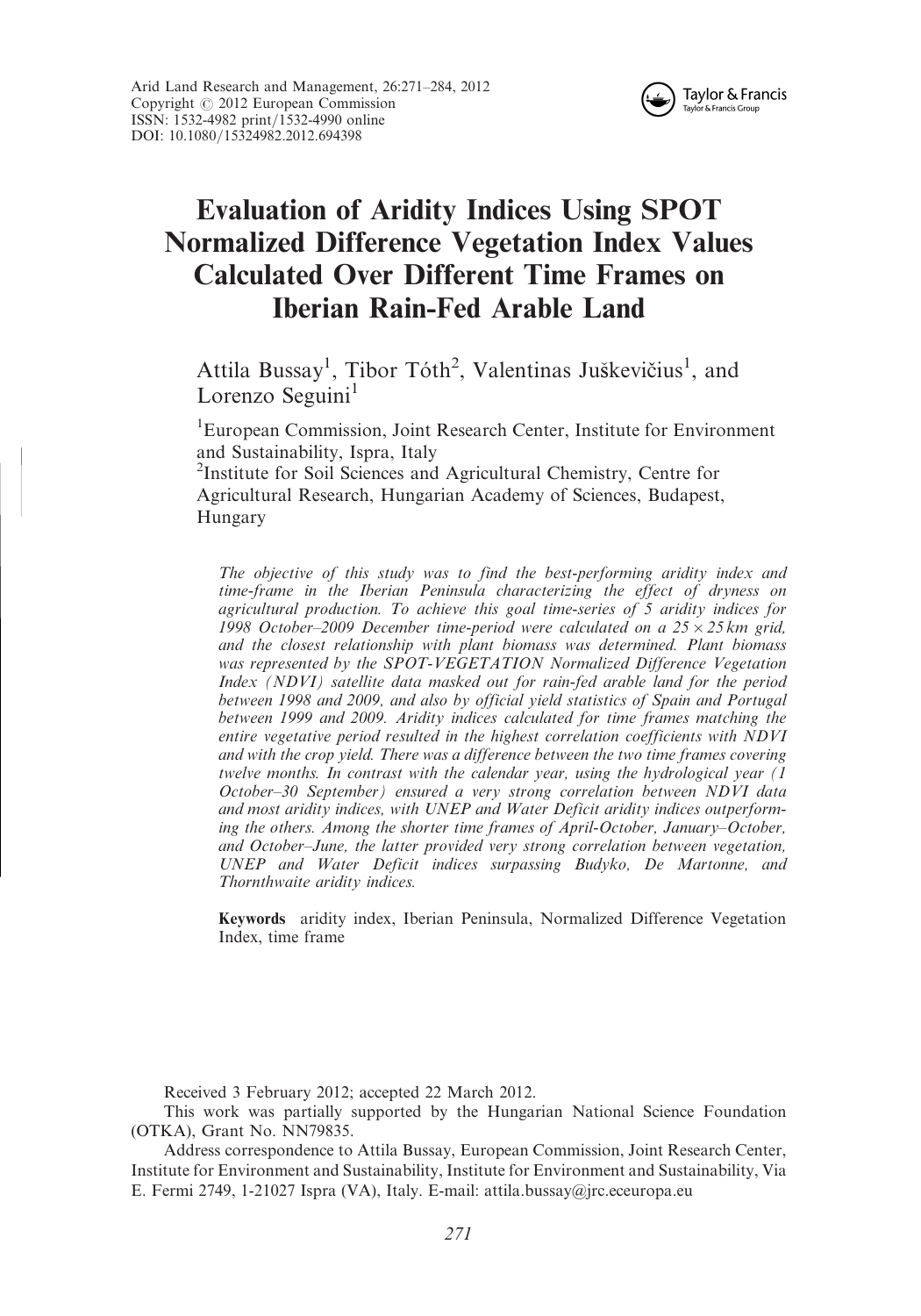# Evaluation of Aridity Indices Using SPOT Normalized Difference Vegetation Index Values Calculated Over Different Time Frames on Iberian Rain-Fed Arable Land

Attila Bussay[1], Tibor Tóth[2], Valentinas Juškevičius[1], and Lorenzo Seguini[1]

[1]European Commission, Joint Research Center, Institute for Environment and Sustainability, Ispra, Italy

[2]Institute for Soil Sciences and Agricultural Chemistry, Centre for Agricultural Research, Hungarian Academy of Sciences, Budapest, Hungary

*The objective of this study was to find the best-performing aridity index and time-frame in the Iberian Peninsula characterizing the effect of dryness on agricultural production. To achieve this goal time-series of 5 aridity indices for 1998 October–2009 December time-period were calculated on a $25 \times 25$ km grid, and the closest relationship with plant biomass was determined. Plant biomass was represented by the SPOT-VEGETATION Normalized Difference Vegetation Index (NDVI) satellite data masked out for rain-fed arable land for the period between 1998 and 2009, and also by official yield statistics of Spain and Portugal between 1999 and 2009. Aridity indices calculated for time frames matching the entire vegetative period resulted in the highest correlation coefficients with NDVI and with the crop yield. There was a difference between the two time frames covering twelve months. In contrast with the calendar year, using the hydrological year (1 October–30 September) ensured a very strong correlation between NDVI data and most aridity indices, with UNEP and Water Deficit aridity indices outperforming the others. Among the shorter time frames of April-October, January–October, and October–June, the latter provided very strong correlation between vegetation, UNEP and Water Deficit indices surpassing Budyko, De Martonne, and Thornthwaite aridity indices.*

**Keywords** aridity index, Iberian Peninsula, Normalized Difference Vegetation Index, time frame

Received 3 February 2012; accepted 22 March 2012.

This work was partially supported by the Hungarian National Science Foundation (OTKA), Grant No. NN79835.

Address correspondence to Attila Bussay, European Commission, Joint Research Center, Institute for Environment and Sustainability, Institute for Environment and Sustainability, Via E. Fermi 2749, 1-21027 Ispra (VA), Italy. E-mail: attila.bussay@jrc.eceuropa.eu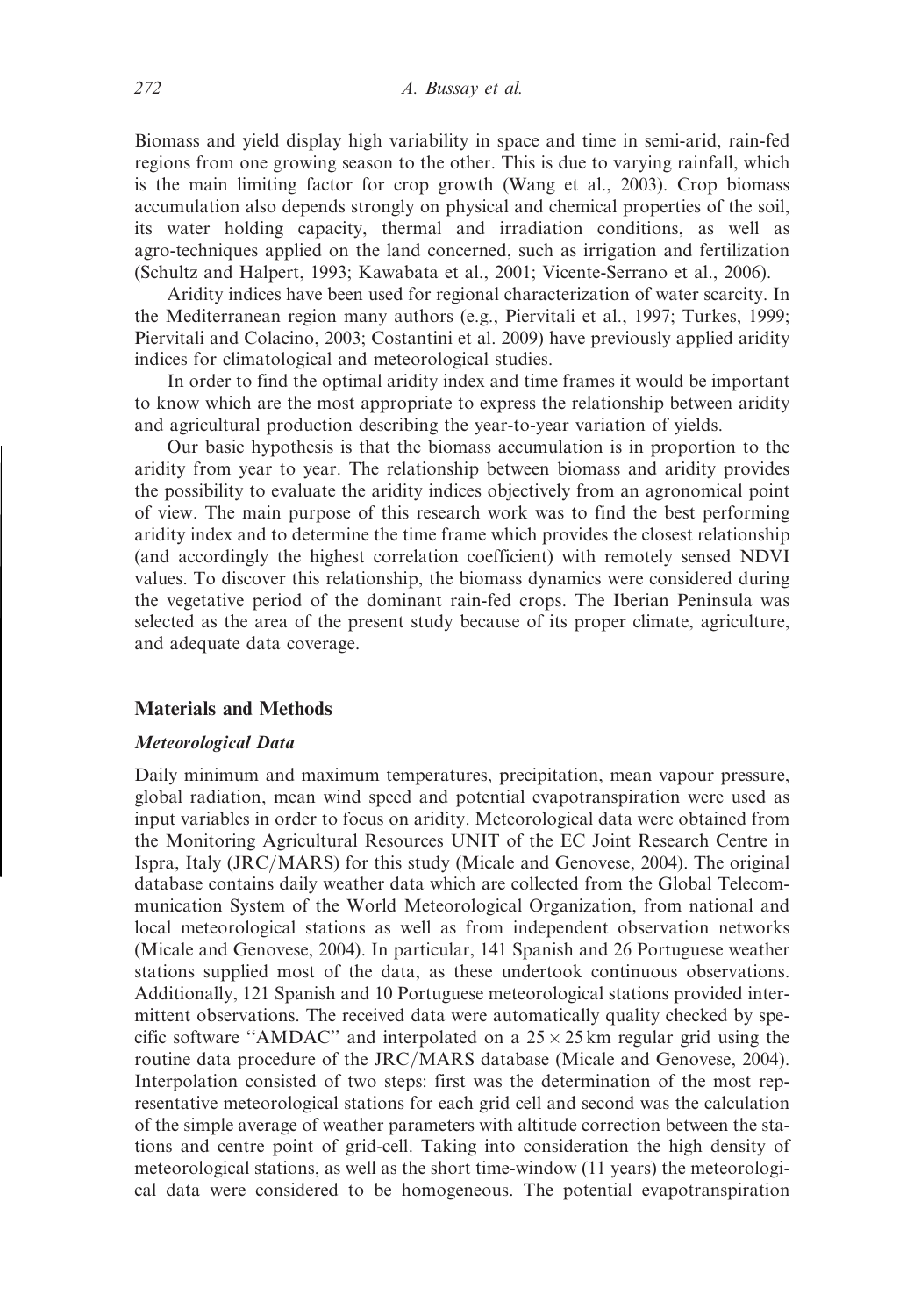Biomass and yield display high variability in space and time in semi-arid, rain-fed regions from one growing season to the other. This is due to varying rainfall, which is the main limiting factor for crop growth (Wang et al., 2003). Crop biomass accumulation also depends strongly on physical and chemical properties of the soil, its water holding capacity, thermal and irradiation conditions, as well as agro-techniques applied on the land concerned, such as irrigation and fertilization (Schultz and Halpert, 1993; Kawabata et al., 2001; Vicente-Serrano et al., 2006).

Aridity indices have been used for regional characterization of water scarcity. In the Mediterranean region many authors (e.g., Piervitali et al., 1997; Turkes, 1999; Piervitali and Colacino, 2003; Costantini et al. 2009) have previously applied aridity indices for climatological and meteorological studies.

In order to find the optimal aridity index and time frames it would be important to know which are the most appropriate to express the relationship between aridity and agricultural production describing the year-to-year variation of yields.

Our basic hypothesis is that the biomass accumulation is in proportion to the aridity from year to year. The relationship between biomass and aridity provides the possibility to evaluate the aridity indices objectively from an agronomical point of view. The main purpose of this research work was to find the best performing aridity index and to determine the time frame which provides the closest relationship (and accordingly the highest correlation coefficient) with remotely sensed NDVI values. To discover this relationship, the biomass dynamics were considered during the vegetative period of the dominant rain-fed crops. The Iberian Peninsula was selected as the area of the present study because of its proper climate, agriculture, and adequate data coverage.

## Materials and Methods

### *Meteorological Data*

Daily minimum and maximum temperatures, precipitation, mean vapour pressure, global radiation, mean wind speed and potential evapotranspiration were used as input variables in order to focus on aridity. Meteorological data were obtained from the Monitoring Agricultural Resources UNIT of the EC Joint Research Centre in Ispra, Italy (JRC/MARS) for this study (Micale and Genovese, 2004). The original database contains daily weather data which are collected from the Global Telecommunication System of the World Meteorological Organization, from national and local meteorological stations as well as from independent observation networks (Micale and Genovese, 2004). In particular, 141 Spanish and 26 Portuguese weather stations supplied most of the data, as these undertook continuous observations. Additionally, 121 Spanish and 10 Portuguese meteorological stations provided intermittent observations. The received data were automatically quality checked by specific software "AMDAC" and interpolated on a $25 \times 25$ km regular grid using the routine data procedure of the JRC/MARS database (Micale and Genovese, 2004). Interpolation consisted of two steps: first was the determination of the most representative meteorological stations for each grid cell and second was the calculation of the simple average of weather parameters with altitude correction between the stations and centre point of grid-cell. Taking into consideration the high density of meteorological stations, as well as the short time-window (11 years) the meteorological data were considered to be homogeneous. The potential evapotranspiration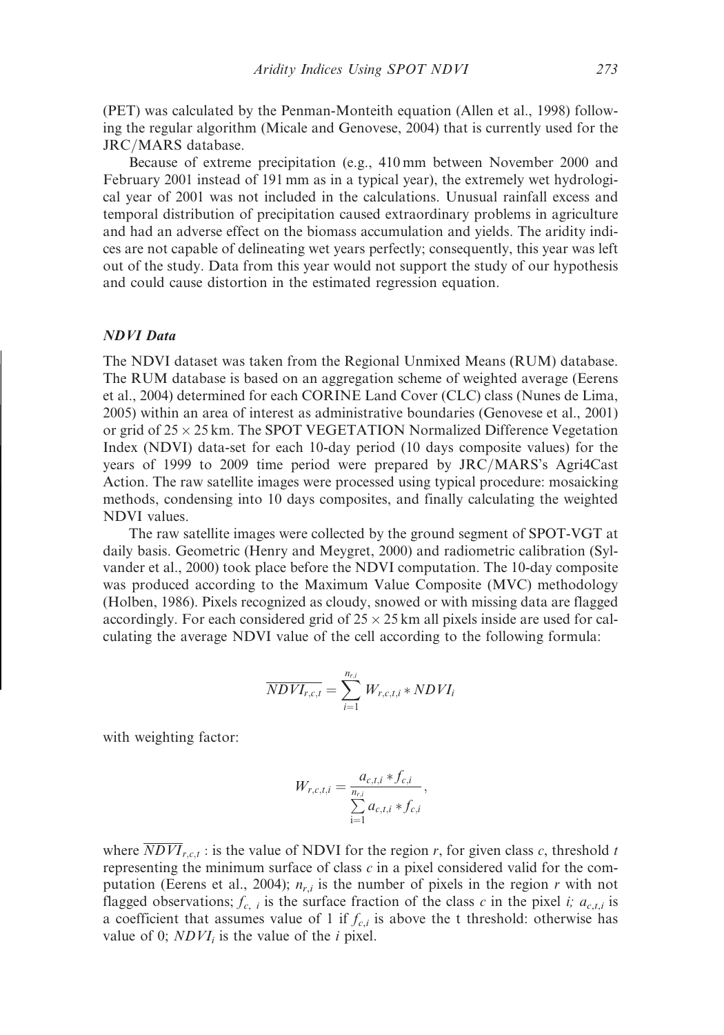(PET) was calculated by the Penman-Monteith equation (Allen et al., 1998) following the regular algorithm (Micale and Genovese, 2004) that is currently used for the JRC/MARS database.

Because of extreme precipitation (e.g., 410 mm between November 2000 and February 2001 instead of 191 mm as in a typical year), the extremely wet hydrological year of 2001 was not included in the calculations. Unusual rainfall excess and temporal distribution of precipitation caused extraordinary problems in agriculture and had an adverse effect on the biomass accumulation and yields. The aridity indices are not capable of delineating wet years perfectly; consequently, this year was left out of the study. Data from this year would not support the study of our hypothesis and could cause distortion in the estimated regression equation.

### *NDVI Data*

The NDVI dataset was taken from the Regional Unmixed Means (RUM) database. The RUM database is based on an aggregation scheme of weighted average (Eerens et al., 2004) determined for each CORINE Land Cover (CLC) class (Nunes de Lima, 2005) within an area of interest as administrative boundaries (Genovese et al., 2001) or grid of $25 \times 25$ km. The SPOT VEGETATION Normalized Difference Vegetation Index (NDVI) data-set for each 10-day period (10 days composite values) for the years of 1999 to 2009 time period were prepared by JRC/MARS's Agri4Cast Action. The raw satellite images were processed using typical procedure: mosaicking methods, condensing into 10 days composites, and finally calculating the weighted NDVI values.

The raw satellite images were collected by the ground segment of SPOT-VGT at daily basis. Geometric (Henry and Meygret, 2000) and radiometric calibration (Sylvander et al., 2000) took place before the NDVI computation. The 10-day composite was produced according to the Maximum Value Composite (MVC) methodology (Holben, 1986). Pixels recognized as cloudy, snowed or with missing data are flagged accordingly. For each considered grid of $25 \times 25$ km all pixels inside are used for calculating the average NDVI value of the cell according to the following formula:

$$\overline{NDVI_{r,c,t}} = \sum_{i=1}^{n_{r,i}} W_{r,c,t,i} * NDVI_i$$

with weighting factor:

$$W_{r,c,t,i} = \frac{a_{c,t,i} * f_{c,i}}{\sum_{i=1}^{n_{r,i}} a_{c,t,i} * f_{c,i}},$$

where $\overline{NDVI}_{r,c,t}$ : is the value of NDVI for the region $r$, for given class $c$, threshold $t$ representing the minimum surface of class $c$ in a pixel considered valid for the computation (Eerens et al., 2004); $n_{r,i}$ is the number of pixels in the region $r$ with not flagged observations; $f_{c,\ i}$ is the surface fraction of the class $c$ in the pixel $i$; $a_{c,t,i}$ is a coefficient that assumes value of 1 if $f_{c,i}$ is above the t threshold: otherwise has value of 0; $NDVI_i$ is the value of the $i$ pixel.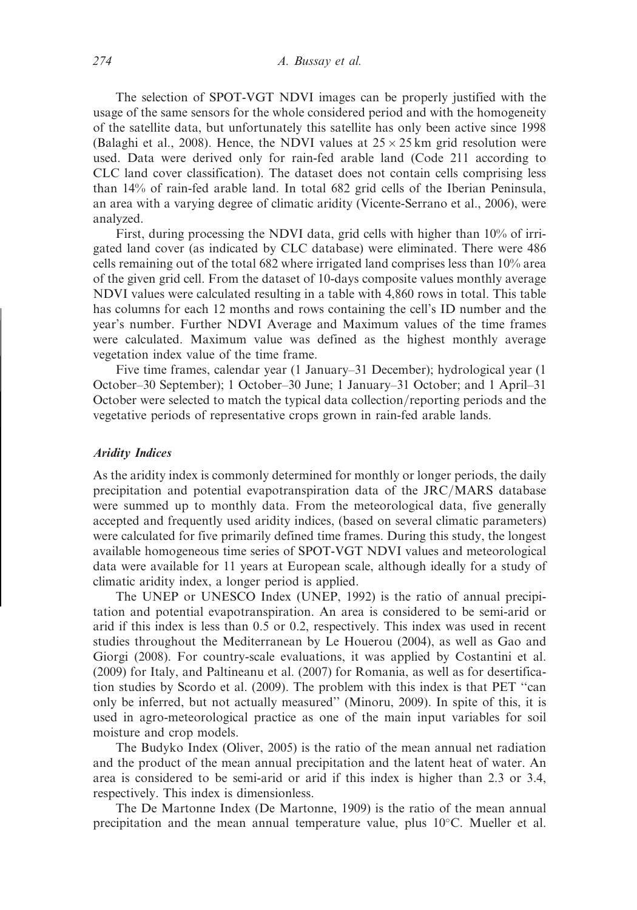The selection of SPOT-VGT NDVI images can be properly justified with the usage of the same sensors for the whole considered period and with the homogeneity of the satellite data, but unfortunately this satellite has only been active since 1998 (Balaghi et al., 2008). Hence, the NDVI values at $25 \times 25$ km grid resolution were used. Data were derived only for rain-fed arable land (Code 211 according to CLC land cover classification). The dataset does not contain cells comprising less than 14% of rain-fed arable land. In total 682 grid cells of the Iberian Peninsula, an area with a varying degree of climatic aridity (Vicente-Serrano et al., 2006), were analyzed.

First, during processing the NDVI data, grid cells with higher than 10% of irrigated land cover (as indicated by CLC database) were eliminated. There were 486 cells remaining out of the total 682 where irrigated land comprises less than 10% area of the given grid cell. From the dataset of 10-days composite values monthly average NDVI values were calculated resulting in a table with 4,860 rows in total. This table has columns for each 12 months and rows containing the cell's ID number and the year's number. Further NDVI Average and Maximum values of the time frames were calculated. Maximum value was defined as the highest monthly average vegetation index value of the time frame.

Five time frames, calendar year (1 January–31 December); hydrological year (1 October–30 September); 1 October–30 June; 1 January–31 October; and 1 April–31 October were selected to match the typical data collection/reporting periods and the vegetative periods of representative crops grown in rain-fed arable lands.

### *Aridity Indices*

As the aridity index is commonly determined for monthly or longer periods, the daily precipitation and potential evapotranspiration data of the JRC/MARS database were summed up to monthly data. From the meteorological data, five generally accepted and frequently used aridity indices, (based on several climatic parameters) were calculated for five primarily defined time frames. During this study, the longest available homogeneous time series of SPOT-VGT NDVI values and meteorological data were available for 11 years at European scale, although ideally for a study of climatic aridity index, a longer period is applied.

The UNEP or UNESCO Index (UNEP, 1992) is the ratio of annual precipitation and potential evapotranspiration. An area is considered to be semi-arid or arid if this index is less than 0.5 or 0.2, respectively. This index was used in recent studies throughout the Mediterranean by Le Houerou (2004), as well as Gao and Giorgi (2008). For country-scale evaluations, it was applied by Costantini et al. (2009) for Italy, and Paltineanu et al. (2007) for Romania, as well as for desertification studies by Scordo et al. (2009). The problem with this index is that PET "can only be inferred, but not actually measured" (Minoru, 2009). In spite of this, it is used in agro-meteorological practice as one of the main input variables for soil moisture and crop models.

The Budyko Index (Oliver, 2005) is the ratio of the mean annual net radiation and the product of the mean annual precipitation and the latent heat of water. An area is considered to be semi-arid or arid if this index is higher than 2.3 or 3.4, respectively. This index is dimensionless.

The De Martonne Index (De Martonne, 1909) is the ratio of the mean annual precipitation and the mean annual temperature value, plus 10°C. Mueller et al.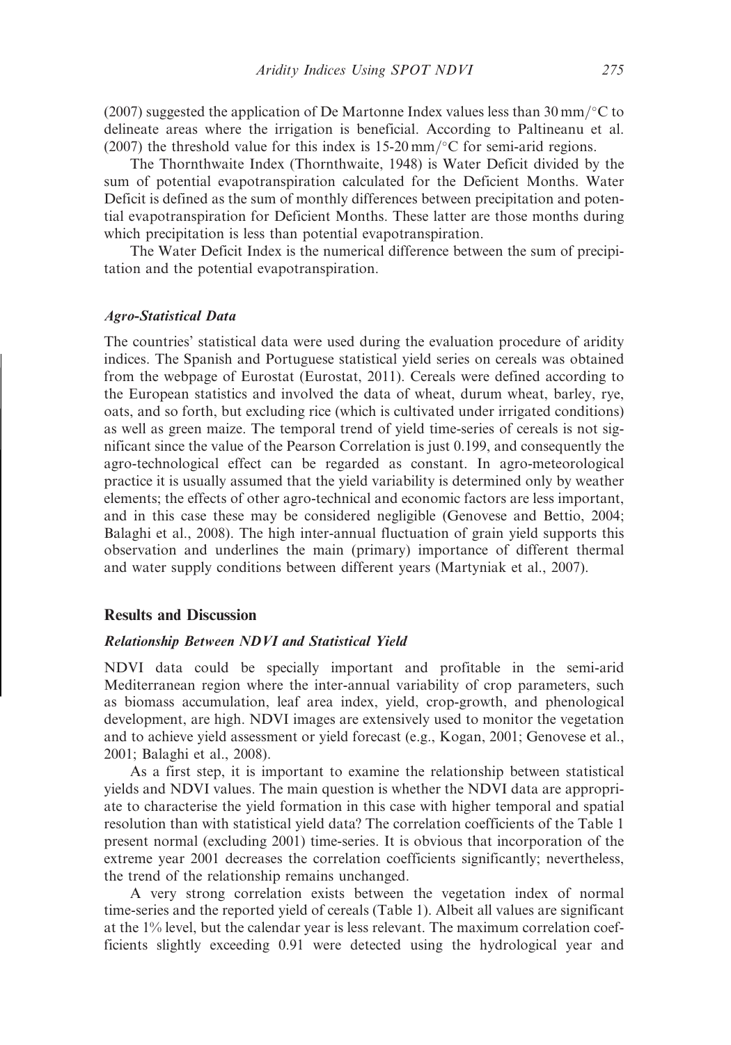(2007) suggested the application of De Martonne Index values less than 30 mm/°C to delineate areas where the irrigation is beneficial. According to Paltineanu et al. (2007) the threshold value for this index is 15-20 mm/°C for semi-arid regions.

The Thornthwaite Index (Thornthwaite, 1948) is Water Deficit divided by the sum of potential evapotranspiration calculated for the Deficient Months. Water Deficit is defined as the sum of monthly differences between precipitation and potential evapotranspiration for Deficient Months. These latter are those months during which precipitation is less than potential evapotranspiration.

The Water Deficit Index is the numerical difference between the sum of precipitation and the potential evapotranspiration.

### *Agro-Statistical Data*

The countries' statistical data were used during the evaluation procedure of aridity indices. The Spanish and Portuguese statistical yield series on cereals was obtained from the webpage of Eurostat (Eurostat, 2011). Cereals were defined according to the European statistics and involved the data of wheat, durum wheat, barley, rye, oats, and so forth, but excluding rice (which is cultivated under irrigated conditions) as well as green maize. The temporal trend of yield time-series of cereals is not significant since the value of the Pearson Correlation is just 0.199, and consequently the agro-technological effect can be regarded as constant. In agro-meteorological practice it is usually assumed that the yield variability is determined only by weather elements; the effects of other agro-technical and economic factors are less important, and in this case these may be considered negligible (Genovese and Bettio, 2004; Balaghi et al., 2008). The high inter-annual fluctuation of grain yield supports this observation and underlines the main (primary) importance of different thermal and water supply conditions between different years (Martyniak et al., 2007).

## Results and Discussion

### *Relationship Between NDVI and Statistical Yield*

NDVI data could be specially important and profitable in the semi-arid Mediterranean region where the inter-annual variability of crop parameters, such as biomass accumulation, leaf area index, yield, crop-growth, and phenological development, are high. NDVI images are extensively used to monitor the vegetation and to achieve yield assessment or yield forecast (e.g., Kogan, 2001; Genovese et al., 2001; Balaghi et al., 2008).

As a first step, it is important to examine the relationship between statistical yields and NDVI values. The main question is whether the NDVI data are appropriate to characterise the yield formation in this case with higher temporal and spatial resolution than with statistical yield data? The correlation coefficients of the Table 1 present normal (excluding 2001) time-series. It is obvious that incorporation of the extreme year 2001 decreases the correlation coefficients significantly; nevertheless, the trend of the relationship remains unchanged.

A very strong correlation exists between the vegetation index of normal time-series and the reported yield of cereals (Table 1). Albeit all values are significant at the 1% level, but the calendar year is less relevant. The maximum correlation coefficients slightly exceeding 0.91 were detected using the hydrological year and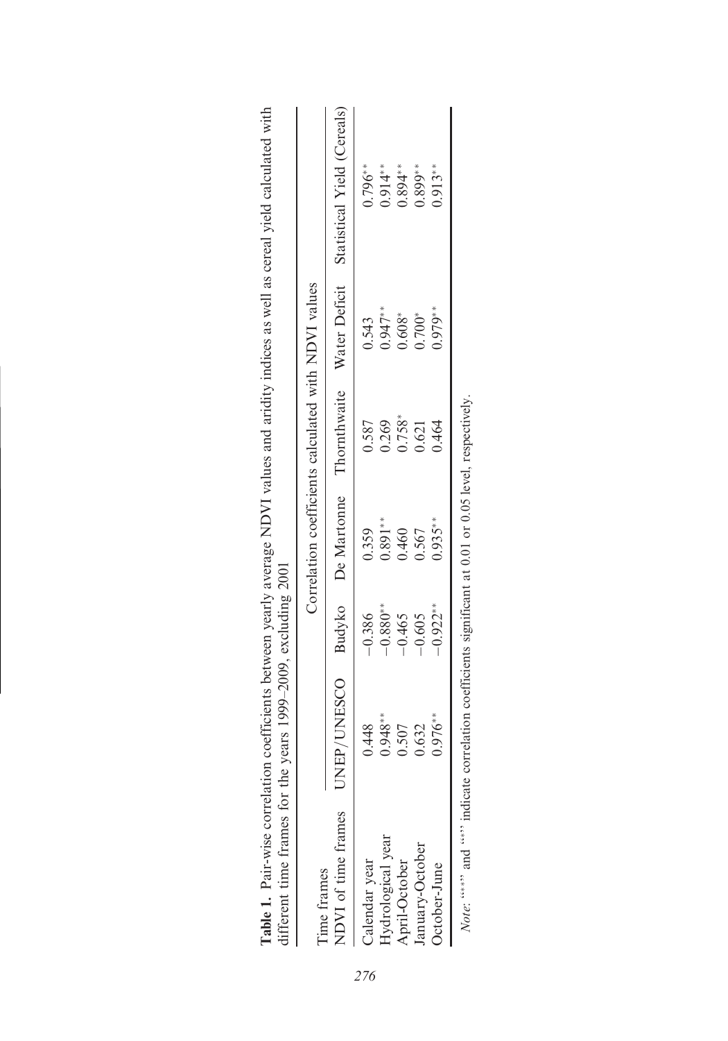**Table 1.** Pair-wise correlation coefficients between yearly average NDVI values and aridity indices as well as cereal yield calculated with different time frames for the years 1999–2009, excluding 2001

| Time frames | Correlation coefficients calculated with NDVI values | | | | | |
|---|---|---|---|---|---|---|
| NDVI of time frames | UNEP/UNESCO | Budyko | De Martonne | Thornthwaite | Water Deficit | Statistical Yield (Cereals) |
| Calendar year | 0.448 | −0.386 | 0.359 | 0.587 | 0.543 | 0.796** |
| Hydrological year | 0.948** | −0.880** | 0.891** | 0.269 | 0.947** | 0.914** |
| April-October | 0.507 | −0.465 | 0.460 | 0.758* | 0.608* | 0.894** |
| January-October | 0.632 | −0.605 | 0.567 | 0.621 | 0.700* | 0.899** |
| October-June | 0.976** | −0.922** | 0.935** | 0.464 | 0.979** | 0.913** |

*Note*: "**" and "*" indicate correlation coefficients significant at 0.01 or 0.05 level, respectively.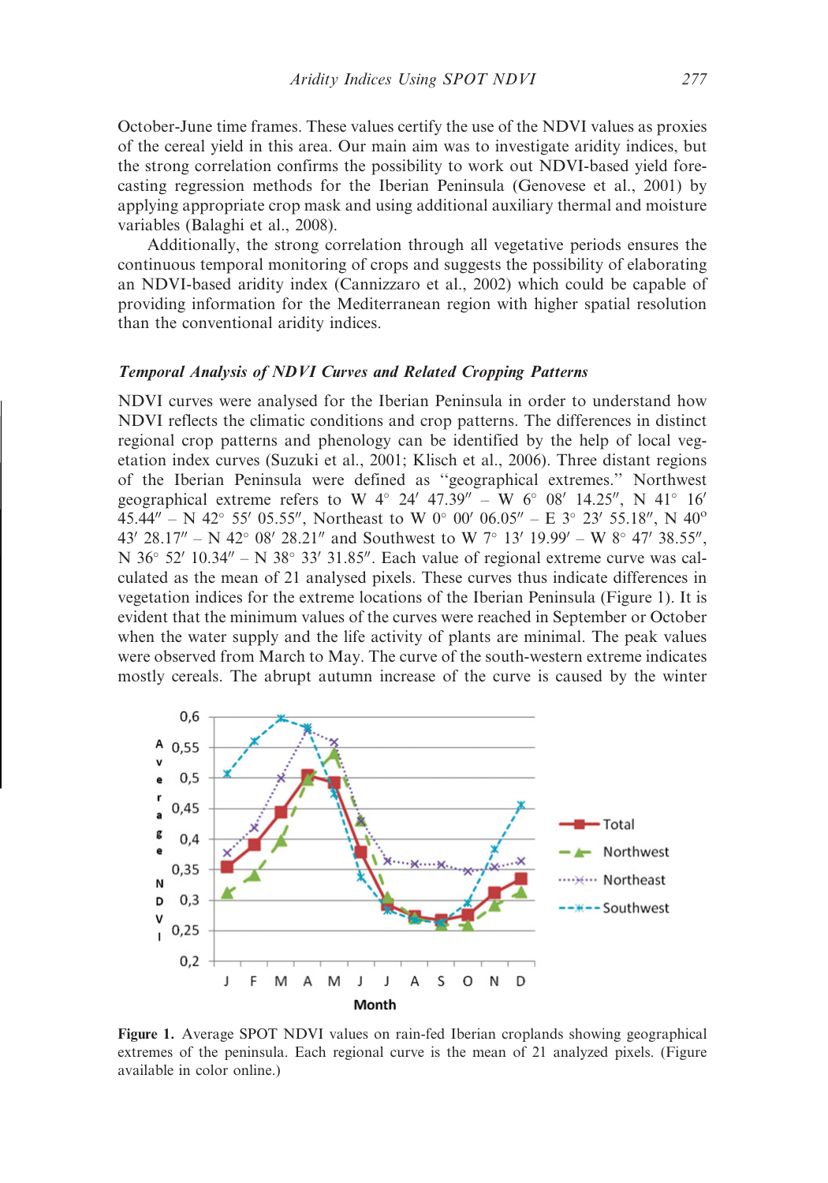October-June time frames. These values certify the use of the NDVI values as proxies of the cereal yield in this area. Our main aim was to investigate aridity indices, but the strong correlation confirms the possibility to work out NDVI-based yield forecasting regression methods for the Iberian Peninsula (Genovese et al., 2001) by applying appropriate crop mask and using additional auxiliary thermal and moisture variables (Balaghi et al., 2008).

Additionally, the strong correlation through all vegetative periods ensures the continuous temporal monitoring of crops and suggests the possibility of elaborating an NDVI-based aridity index (Cannizzaro et al., 2002) which could be capable of providing information for the Mediterranean region with higher spatial resolution than the conventional aridity indices.

### *Temporal Analysis of NDVI Curves and Related Cropping Patterns*

NDVI curves were analysed for the Iberian Peninsula in order to understand how NDVI reflects the climatic conditions and crop patterns. The differences in distinct regional crop patterns and phenology can be identified by the help of local vegetation index curves (Suzuki et al., 2001; Klisch et al., 2006). Three distant regions of the Iberian Peninsula were defined as "geographical extremes." Northwest geographical extreme refers to W 4° 24′ 47.39″ – W 6° 08′ 14.25″, N 41° 16′ 45.44″ – N 42° 55′ 05.55″, Northeast to W 0° 00′ 06.05″ – E 3° 23′ 55.18″, N 40° 43′ 28.17″ – N 42° 08′ 28.21″ and Southwest to W 7° 13′ 19.99′ – W 8° 47′ 38.55″, N 36° 52′ 10.34″ – N 38° 33′ 31.85″. Each value of regional extreme curve was calculated as the mean of 21 analysed pixels. These curves thus indicate differences in vegetation indices for the extreme locations of the Iberian Peninsula (Figure 1). It is evident that the minimum values of the curves were reached in September or October when the water supply and the life activity of plants are minimal. The peak values were observed from March to May. The curve of the south-western extreme indicates mostly cereals. The abrupt autumn increase of the curve is caused by the winter

**Figure 1.** Average SPOT NDVI values on rain-fed Iberian croplands showing geographical extremes of the peninsula. Each regional curve is the mean of 21 analyzed pixels. (Figure available in color online.)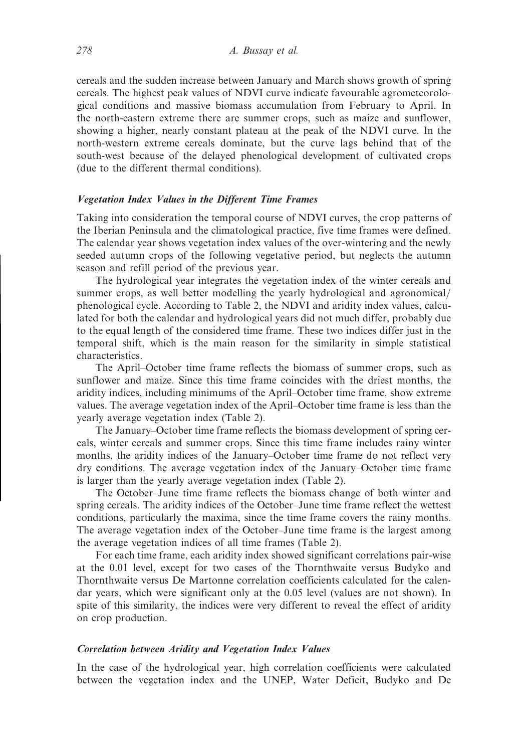cereals and the sudden increase between January and March shows growth of spring cereals. The highest peak values of NDVI curve indicate favourable agrometeorological conditions and massive biomass accumulation from February to April. In the north-eastern extreme there are summer crops, such as maize and sunflower, showing a higher, nearly constant plateau at the peak of the NDVI curve. In the north-western extreme cereals dominate, but the curve lags behind that of the south-west because of the delayed phenological development of cultivated crops (due to the different thermal conditions).

### *Vegetation Index Values in the Different Time Frames*

Taking into consideration the temporal course of NDVI curves, the crop patterns of the Iberian Peninsula and the climatological practice, five time frames were defined. The calendar year shows vegetation index values of the over-wintering and the newly seeded autumn crops of the following vegetative period, but neglects the autumn season and refill period of the previous year.

The hydrological year integrates the vegetation index of the winter cereals and summer crops, as well better modelling the yearly hydrological and agronomical/phenological cycle. According to Table 2, the NDVI and aridity index values, calculated for both the calendar and hydrological years did not much differ, probably due to the equal length of the considered time frame. These two indices differ just in the temporal shift, which is the main reason for the similarity in simple statistical characteristics.

The April–October time frame reflects the biomass of summer crops, such as sunflower and maize. Since this time frame coincides with the driest months, the aridity indices, including minimums of the April–October time frame, show extreme values. The average vegetation index of the April–October time frame is less than the yearly average vegetation index (Table 2).

The January–October time frame reflects the biomass development of spring cereals, winter cereals and summer crops. Since this time frame includes rainy winter months, the aridity indices of the January–October time frame do not reflect very dry conditions. The average vegetation index of the January–October time frame is larger than the yearly average vegetation index (Table 2).

The October–June time frame reflects the biomass change of both winter and spring cereals. The aridity indices of the October–June time frame reflect the wettest conditions, particularly the maxima, since the time frame covers the rainy months. The average vegetation index of the October–June time frame is the largest among the average vegetation indices of all time frames (Table 2).

For each time frame, each aridity index showed significant correlations pair-wise at the 0.01 level, except for two cases of the Thornthwaite versus Budyko and Thornthwaite versus De Martonne correlation coefficients calculated for the calendar years, which were significant only at the 0.05 level (values are not shown). In spite of this similarity, the indices were very different to reveal the effect of aridity on crop production.

### *Correlation between Aridity and Vegetation Index Values*

In the case of the hydrological year, high correlation coefficients were calculated between the vegetation index and the UNEP, Water Deficit, Budyko and De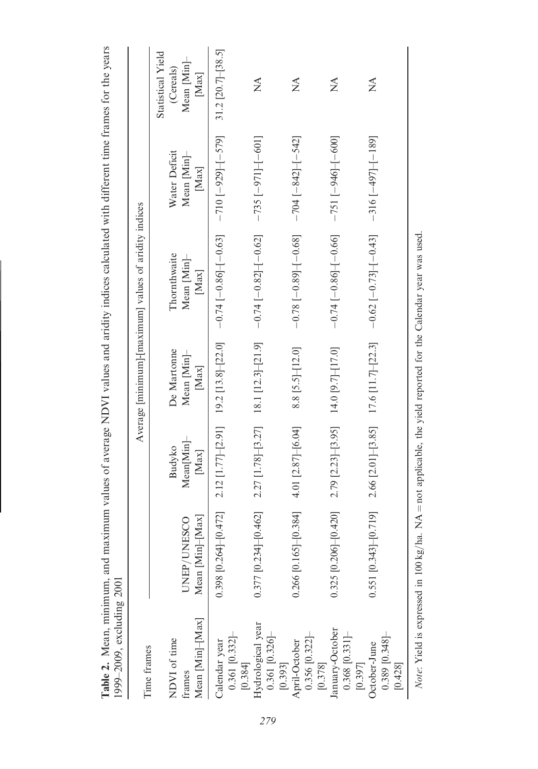**Table 2.** Mean, minimum, and maximum values of average NDVI values and aridity indices calculated with different time frames for the years 1999–2009, excluding 2001

| Time frames | Average [minimum]-[maximum] values of aridity indices | | | | | |
|---|---|---|---|---|---|---|
| NDVI of time frames Mean [Min]-[Max] | UNEP/UNESCO Mean [Min]-[Max] | Budyko Mean[Min]-[Max] | De Martonne Mean [Min]-[Max] | Thornthwaite Mean [Min]-[Max] | Water Deficit Mean [Min]-[Max] | Statistical Yield (Cereals) Mean [Min]-[Max] |
| Calendar year 0.361 [0.332]-[0.384] | 0.398 [0.264]-[0.472] | 2.12 [1.77]-[2.91] | 19.2 [13.8]-[22.0] | −0.74 [−0.86]-[−0.63] | −710 [−929]-[−579] | 31.2 [20.7]-[38.5] |
| Hydrological year 0.361 [0.326]-[0.393] | 0.377 [0.234]-[0.462] | 2.27 [1.78]-[3.27] | 18.1 [12.3]-[21.9] | −0.74 [−0.82]-[−0.62] | −735 [−971]-[−601] | NA |
| April-October 0.356 [0.322]-[0.378] | 0.266 [0.165]-[0.384] | 4.01 [2.87]-[6.04] | 8.8 [5.5]-[12.0] | −0.78 [−0.89]-[−0.68] | −704 [−842]-[−542] | NA |
| January-October 0.368 [0.331]-[0.397] | 0.325 [0.206]-[0.420] | 2.79 [2.23]-[3.95] | 14.0 [9.7]-[17.0] | −0.74 [−0.86]-[−0.66] | −751 [−946]-[−600] | NA |
| October-June 0.389 [0.348]-[0.428] | 0.551 [0.343]-[0.719] | 2.66 [2.01]-[3.85] | 17.6 [11.7]-[22.3] | −0.62 [−0.73]-[−0.43] | −316 [−497]-[−189] | NA |

*Note*: Yield is expressed in 100 kg/ha. NA = not applicable, the yield reported for the Calendar year was used.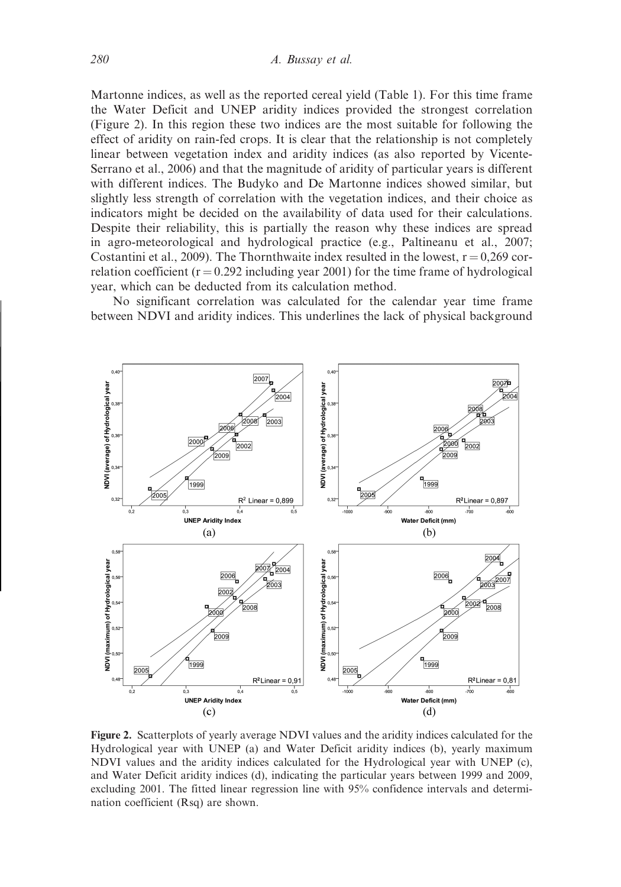Martonne indices, as well as the reported cereal yield (Table 1). For this time frame the Water Deficit and UNEP aridity indices provided the strongest correlation (Figure 2). In this region these two indices are the most suitable for following the effect of aridity on rain-fed crops. It is clear that the relationship is not completely linear between vegetation index and aridity indices (as also reported by Vicente-Serrano et al., 2006) and that the magnitude of aridity of particular years is different with different indices. The Budyko and De Martonne indices showed similar, but slightly less strength of correlation with the vegetation indices, and their choice as indicators might be decided on the availability of data used for their calculations. Despite their reliability, this is partially the reason why these indices are spread in agro-meteorological and hydrological practice (e.g., Paltineanu et al., 2007; Costantini et al., 2009). The Thornthwaite index resulted in the lowest, $r = 0,269$ correlation coefficient ($r = 0.292$ including year 2001) for the time frame of hydrological year, which can be deducted from its calculation method.

No significant correlation was calculated for the calendar year time frame between NDVI and aridity indices. This underlines the lack of physical background

**Figure 2.** Scatterplots of yearly average NDVI values and the aridity indices calculated for the Hydrological year with UNEP (a) and Water Deficit aridity indices (b), yearly maximum NDVI values and the aridity indices calculated for the Hydrological year with UNEP (c), and Water Deficit aridity indices (d), indicating the particular years between 1999 and 2009, excluding 2001. The fitted linear regression line with 95% confidence intervals and determination coefficient (Rsq) are shown.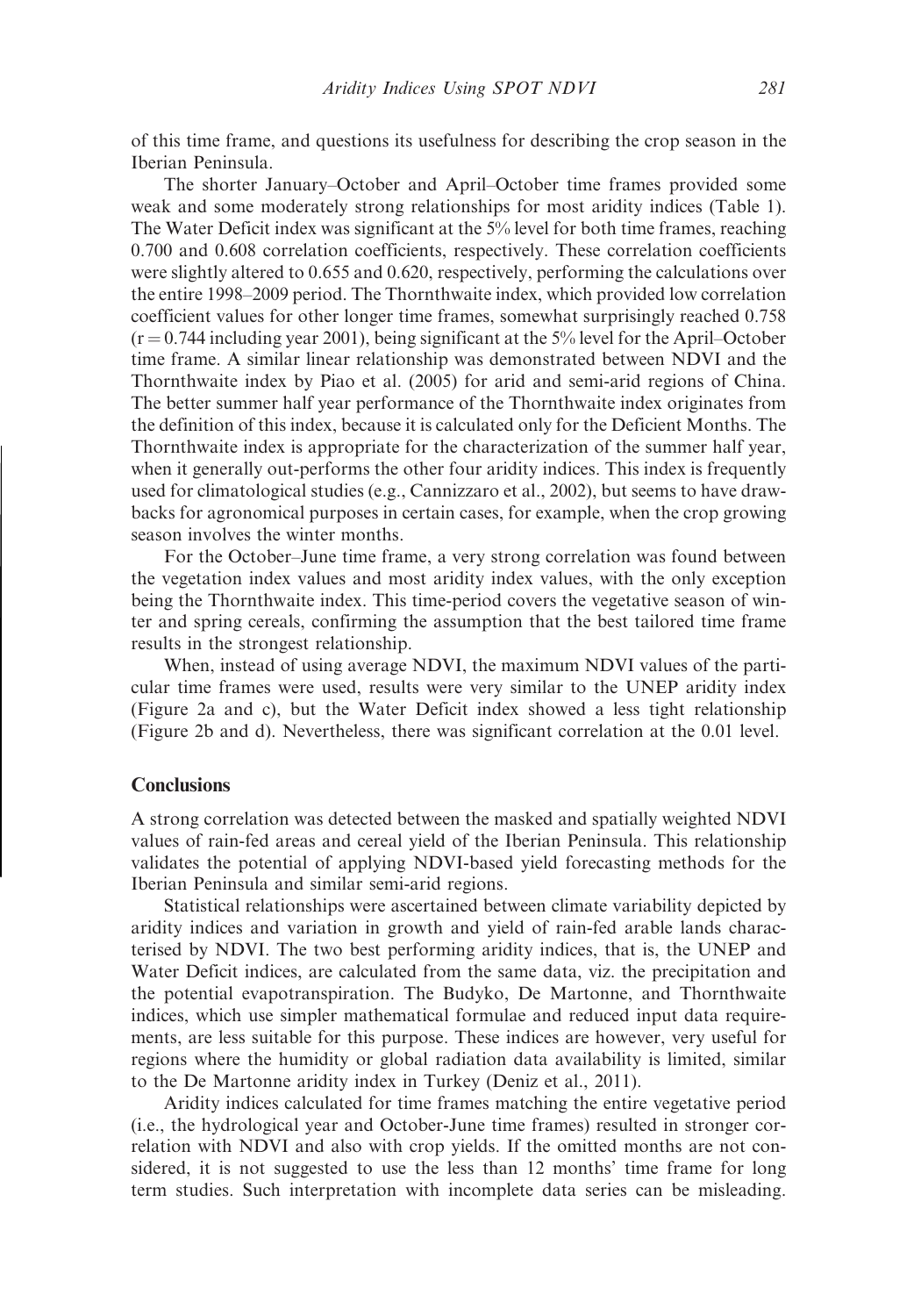of this time frame, and questions its usefulness for describing the crop season in the Iberian Peninsula.

The shorter January–October and April–October time frames provided some weak and some moderately strong relationships for most aridity indices (Table 1). The Water Deficit index was significant at the 5% level for both time frames, reaching 0.700 and 0.608 correlation coefficients, respectively. These correlation coefficients were slightly altered to 0.655 and 0.620, respectively, performing the calculations over the entire 1998–2009 period. The Thornthwaite index, which provided low correlation coefficient values for other longer time frames, somewhat surprisingly reached 0.758 ($r = 0.744$ including year 2001), being significant at the 5% level for the April–October time frame. A similar linear relationship was demonstrated between NDVI and the Thornthwaite index by Piao et al. (2005) for arid and semi-arid regions of China. The better summer half year performance of the Thornthwaite index originates from the definition of this index, because it is calculated only for the Deficient Months. The Thornthwaite index is appropriate for the characterization of the summer half year, when it generally out-performs the other four aridity indices. This index is frequently used for climatological studies (e.g., Cannizzaro et al., 2002), but seems to have drawbacks for agronomical purposes in certain cases, for example, when the crop growing season involves the winter months.

For the October–June time frame, a very strong correlation was found between the vegetation index values and most aridity index values, with the only exception being the Thornthwaite index. This time-period covers the vegetative season of winter and spring cereals, confirming the assumption that the best tailored time frame results in the strongest relationship.

When, instead of using average NDVI, the maximum NDVI values of the particular time frames were used, results were very similar to the UNEP aridity index (Figure 2a and c), but the Water Deficit index showed a less tight relationship (Figure 2b and d). Nevertheless, there was significant correlation at the 0.01 level.

## Conclusions

A strong correlation was detected between the masked and spatially weighted NDVI values of rain-fed areas and cereal yield of the Iberian Peninsula. This relationship validates the potential of applying NDVI-based yield forecasting methods for the Iberian Peninsula and similar semi-arid regions.

Statistical relationships were ascertained between climate variability depicted by aridity indices and variation in growth and yield of rain-fed arable lands characterised by NDVI. The two best performing aridity indices, that is, the UNEP and Water Deficit indices, are calculated from the same data, viz. the precipitation and the potential evapotranspiration. The Budyko, De Martonne, and Thornthwaite indices, which use simpler mathematical formulae and reduced input data requirements, are less suitable for this purpose. These indices are however, very useful for regions where the humidity or global radiation data availability is limited, similar to the De Martonne aridity index in Turkey (Deniz et al., 2011).

Aridity indices calculated for time frames matching the entire vegetative period (i.e., the hydrological year and October-June time frames) resulted in stronger correlation with NDVI and also with crop yields. If the omitted months are not considered, it is not suggested to use the less than 12 months' time frame for long term studies. Such interpretation with incomplete data series can be misleading.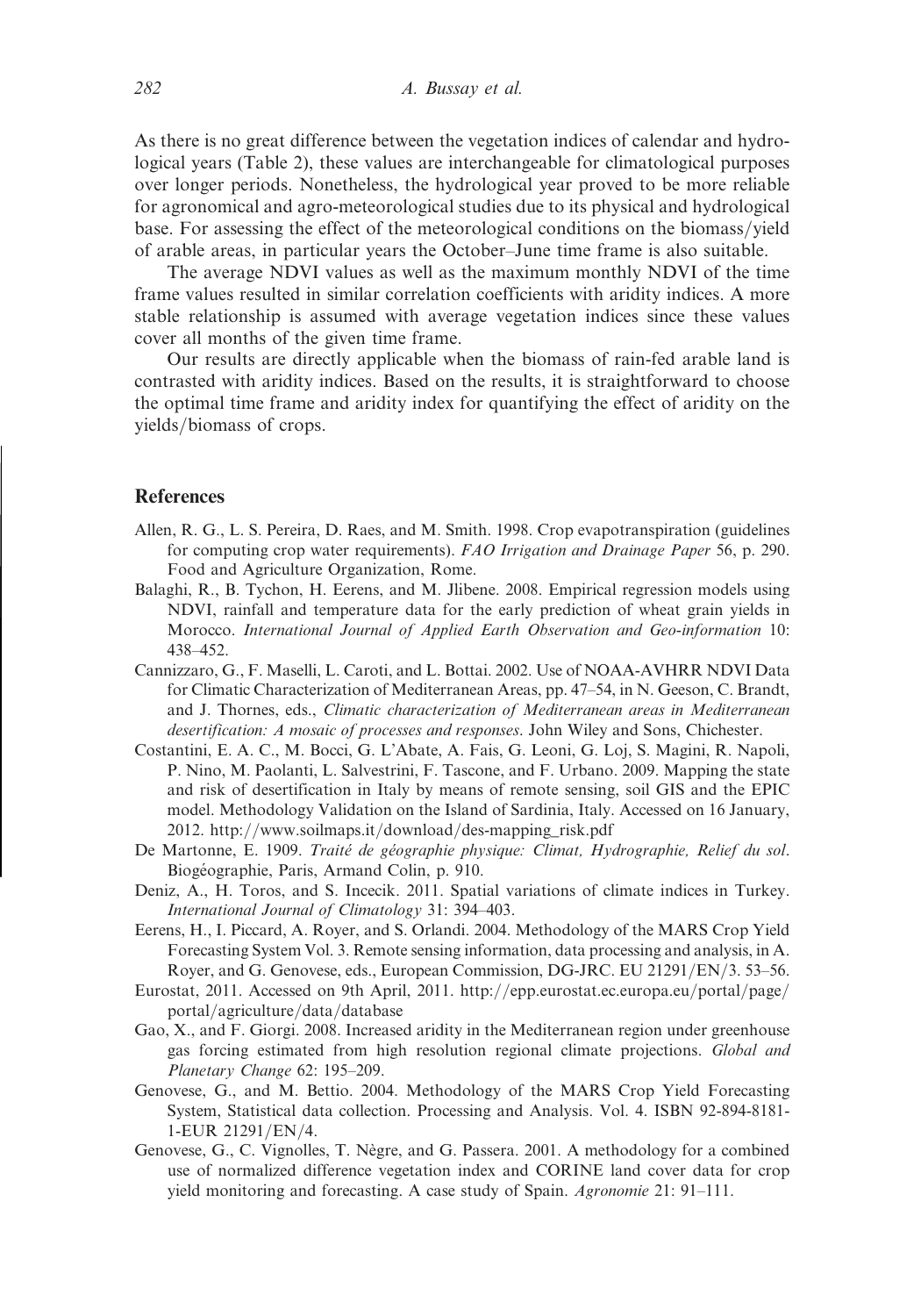As there is no great difference between the vegetation indices of calendar and hydrological years (Table 2), these values are interchangeable for climatological purposes over longer periods. Nonetheless, the hydrological year proved to be more reliable for agronomical and agro-meteorological studies due to its physical and hydrological base. For assessing the effect of the meteorological conditions on the biomass/yield of arable areas, in particular years the October–June time frame is also suitable.

The average NDVI values as well as the maximum monthly NDVI of the time frame values resulted in similar correlation coefficients with aridity indices. A more stable relationship is assumed with average vegetation indices since these values cover all months of the given time frame.

Our results are directly applicable when the biomass of rain-fed arable land is contrasted with aridity indices. Based on the results, it is straightforward to choose the optimal time frame and aridity index for quantifying the effect of aridity on the yields/biomass of crops.

## References

Allen, R. G., L. S. Pereira, D. Raes, and M. Smith. 1998. Crop evapotranspiration (guidelines for computing crop water requirements). *FAO Irrigation and Drainage Paper* 56, p. 290. Food and Agriculture Organization, Rome.

Balaghi, R., B. Tychon, H. Eerens, and M. Jlibene. 2008. Empirical regression models using NDVI, rainfall and temperature data for the early prediction of wheat grain yields in Morocco. *International Journal of Applied Earth Observation and Geo-information* 10: 438–452.

Cannizzaro, G., F. Maselli, L. Caroti, and L. Bottai. 2002. Use of NOAA-AVHRR NDVI Data for Climatic Characterization of Mediterranean Areas, pp. 47–54, in N. Geeson, C. Brandt, and J. Thornes, eds., *Climatic characterization of Mediterranean areas in Mediterranean desertification: A mosaic of processes and responses*. John Wiley and Sons, Chichester.

Costantini, E. A. C., M. Bocci, G. L'Abate, A. Fais, G. Leoni, G. Loj, S. Magini, R. Napoli, P. Nino, M. Paolanti, L. Salvestrini, F. Tascone, and F. Urbano. 2009. Mapping the state and risk of desertification in Italy by means of remote sensing, soil GIS and the EPIC model. Methodology Validation on the Island of Sardinia, Italy. Accessed on 16 January, 2012. http://www.soilmaps.it/download/des-mapping_risk.pdf

De Martonne, E. 1909. *Traité de géographie physique: Climat, Hydrographie, Relief du sol*. Biogéographie, Paris, Armand Colin, p. 910.

Deniz, A., H. Toros, and S. Incecik. 2011. Spatial variations of climate indices in Turkey. *International Journal of Climatology* 31: 394–403.

Eerens, H., I. Piccard, A. Royer, and S. Orlandi. 2004. Methodology of the MARS Crop Yield Forecasting System Vol. 3. Remote sensing information, data processing and analysis, in A. Royer, and G. Genovese, eds., European Commission, DG-JRC. EU 21291/EN/3. 53–56.

Eurostat, 2011. Accessed on 9th April, 2011. http://epp.eurostat.ec.europa.eu/portal/page/portal/agriculture/data/database

Gao, X., and F. Giorgi. 2008. Increased aridity in the Mediterranean region under greenhouse gas forcing estimated from high resolution regional climate projections. *Global and Planetary Change* 62: 195–209.

Genovese, G., and M. Bettio. 2004. Methodology of the MARS Crop Yield Forecasting System, Statistical data collection. Processing and Analysis. Vol. 4. ISBN 92-894-8181-1-EUR 21291/EN/4.

Genovese, G., C. Vignolles, T. Nègre, and G. Passera. 2001. A methodology for a combined use of normalized difference vegetation index and CORINE land cover data for crop yield monitoring and forecasting. A case study of Spain. *Agronomie* 21: 91–111.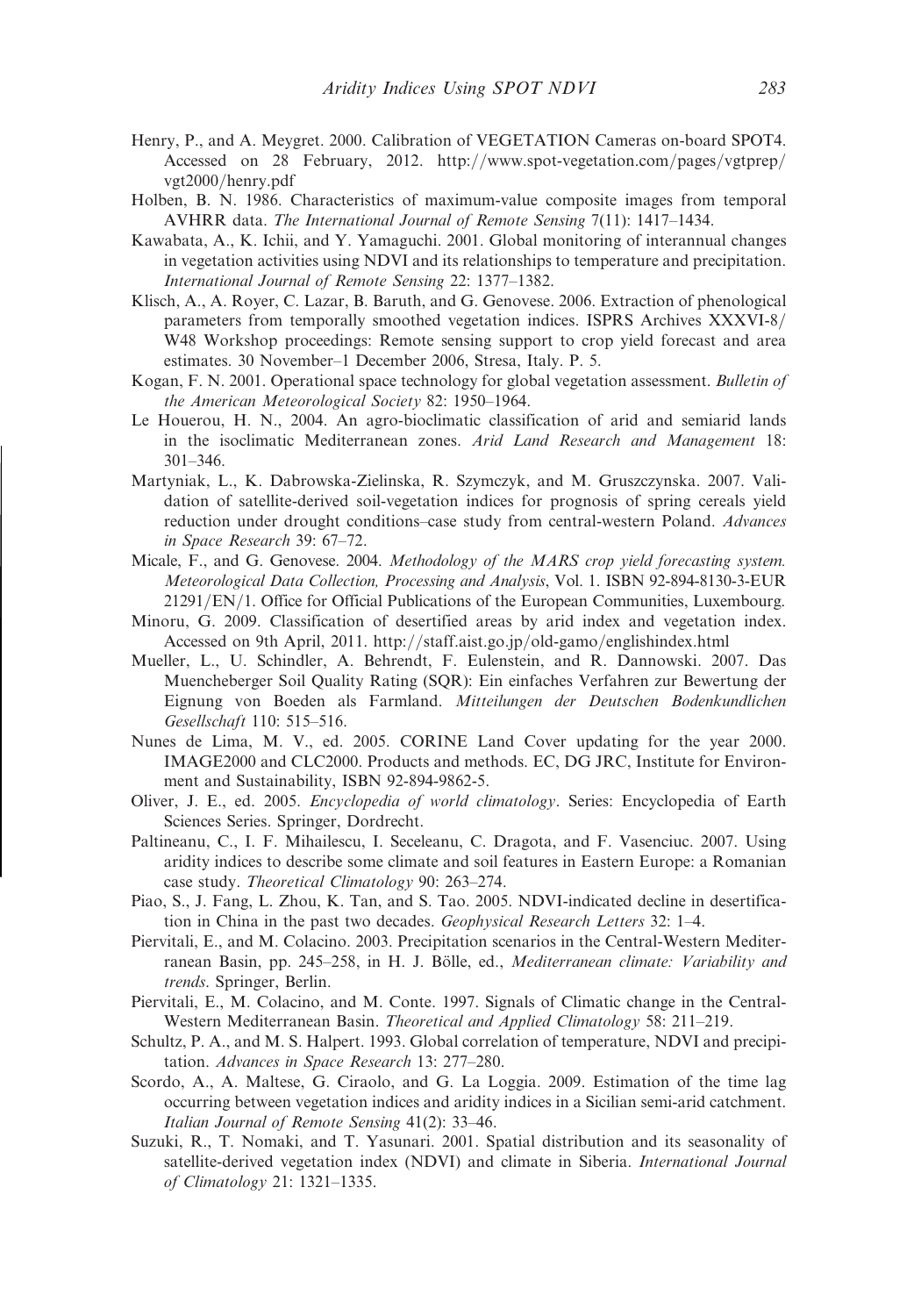Henry, P., and A. Meygret. 2000. Calibration of VEGETATION Cameras on-board SPOT4. Accessed on 28 February, 2012. http://www.spot-vegetation.com/pages/vgtprep/vgt2000/henry.pdf

Holben, B. N. 1986. Characteristics of maximum-value composite images from temporal AVHRR data. *The International Journal of Remote Sensing* 7(11): 1417–1434.

Kawabata, A., K. Ichii, and Y. Yamaguchi. 2001. Global monitoring of interannual changes in vegetation activities using NDVI and its relationships to temperature and precipitation. *International Journal of Remote Sensing* 22: 1377–1382.

Klisch, A., A. Royer, C. Lazar, B. Baruth, and G. Genovese. 2006. Extraction of phenological parameters from temporally smoothed vegetation indices. ISPRS Archives XXXVI-8/W48 Workshop proceedings: Remote sensing support to crop yield forecast and area estimates. 30 November–1 December 2006, Stresa, Italy. P. 5.

Kogan, F. N. 2001. Operational space technology for global vegetation assessment. *Bulletin of the American Meteorological Society* 82: 1950–1964.

Le Houerou, H. N., 2004. An agro-bioclimatic classification of arid and semiarid lands in the isoclimatic Mediterranean zones. *Arid Land Research and Management* 18: 301–346.

Martyniak, L., K. Dabrowska-Zielinska, R. Szymczyk, and M. Gruszczynska. 2007. Validation of satellite-derived soil-vegetation indices for prognosis of spring cereals yield reduction under drought conditions–case study from central-western Poland. *Advances in Space Research* 39: 67–72.

Micale, F., and G. Genovese. 2004. *Methodology of the MARS crop yield forecasting system. Meteorological Data Collection, Processing and Analysis*, Vol. 1. ISBN 92-894-8130-3-EUR 21291/EN/1. Office for Official Publications of the European Communities, Luxembourg.

Minoru, G. 2009. Classification of desertified areas by arid index and vegetation index. Accessed on 9th April, 2011. http://staff.aist.go.jp/old-gamo/englishindex.html

Mueller, L., U. Schindler, A. Behrendt, F. Eulenstein, and R. Dannowski. 2007. Das Muencheberger Soil Quality Rating (SQR): Ein einfaches Verfahren zur Bewertung der Eignung von Boeden als Farmland. *Mitteilungen der Deutschen Bodenkundlichen Gesellschaft* 110: 515–516.

Nunes de Lima, M. V., ed. 2005. CORINE Land Cover updating for the year 2000. IMAGE2000 and CLC2000. Products and methods. EC, DG JRC, Institute for Environment and Sustainability, ISBN 92-894-9862-5.

Oliver, J. E., ed. 2005. *Encyclopedia of world climatology*. Series: Encyclopedia of Earth Sciences Series. Springer, Dordrecht.

Paltineanu, C., I. F. Mihailescu, I. Seceleanu, C. Dragota, and F. Vasenciuc. 2007. Using aridity indices to describe some climate and soil features in Eastern Europe: a Romanian case study. *Theoretical Climatology* 90: 263–274.

Piao, S., J. Fang, L. Zhou, K. Tan, and S. Tao. 2005. NDVI-indicated decline in desertification in China in the past two decades. *Geophysical Research Letters* 32: 1–4.

Piervitali, E., and M. Colacino. 2003. Precipitation scenarios in the Central-Western Mediterranean Basin, pp. 245–258, in H. J. Bölle, ed., *Mediterranean climate: Variability and trends*. Springer, Berlin.

Piervitali, E., M. Colacino, and M. Conte. 1997. Signals of Climatic change in the Central-Western Mediterranean Basin. *Theoretical and Applied Climatology* 58: 211–219.

Schultz, P. A., and M. S. Halpert. 1993. Global correlation of temperature, NDVI and precipitation. *Advances in Space Research* 13: 277–280.

Scordo, A., A. Maltese, G. Ciraolo, and G. La Loggia. 2009. Estimation of the time lag occurring between vegetation indices and aridity indices in a Sicilian semi-arid catchment. *Italian Journal of Remote Sensing* 41(2): 33–46.

Suzuki, R., T. Nomaki, and T. Yasunari. 2001. Spatial distribution and its seasonality of satellite-derived vegetation index (NDVI) and climate in Siberia. *International Journal of Climatology* 21: 1321–1335.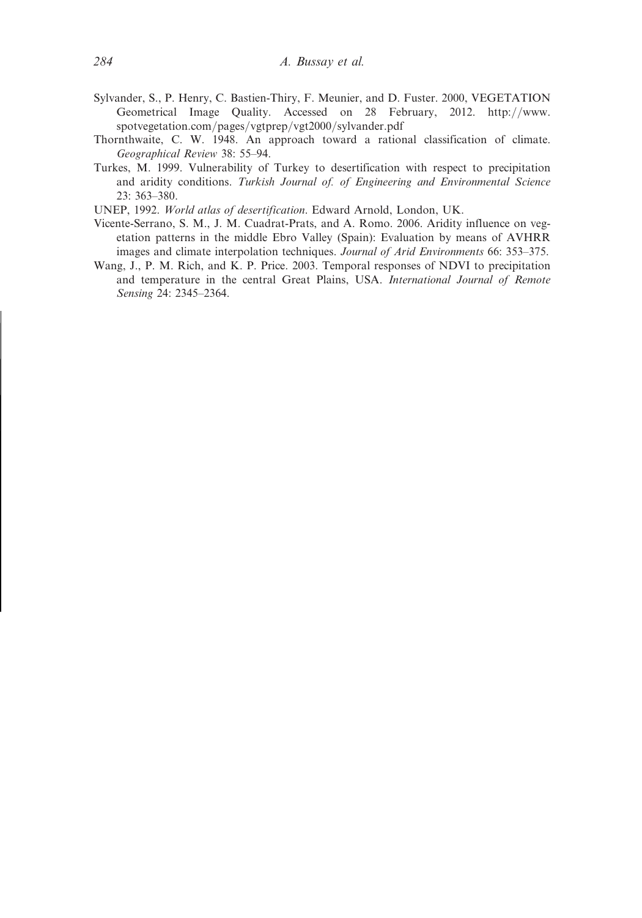Sylvander, S., P. Henry, C. Bastien-Thiry, F. Meunier, and D. Fuster. 2000, VEGETATION Geometrical Image Quality. Accessed on 28 February, 2012. http://www.spotvegetation.com/pages/vgtprep/vgt2000/sylvander.pdf

Thornthwaite, C. W. 1948. An approach toward a rational classification of climate. *Geographical Review* 38: 55–94.

Turkes, M. 1999. Vulnerability of Turkey to desertification with respect to precipitation and aridity conditions. *Turkish Journal of. of Engineering and Environmental Science* 23: 363–380.

UNEP, 1992. *World atlas of desertification*. Edward Arnold, London, UK.

Vicente-Serrano, S. M., J. M. Cuadrat-Prats, and A. Romo. 2006. Aridity influence on vegetation patterns in the middle Ebro Valley (Spain): Evaluation by means of AVHRR images and climate interpolation techniques. *Journal of Arid Environments* 66: 353–375.

Wang, J., P. M. Rich, and K. P. Price. 2003. Temporal responses of NDVI to precipitation and temperature in the central Great Plains, USA. *International Journal of Remote Sensing* 24: 2345–2364.